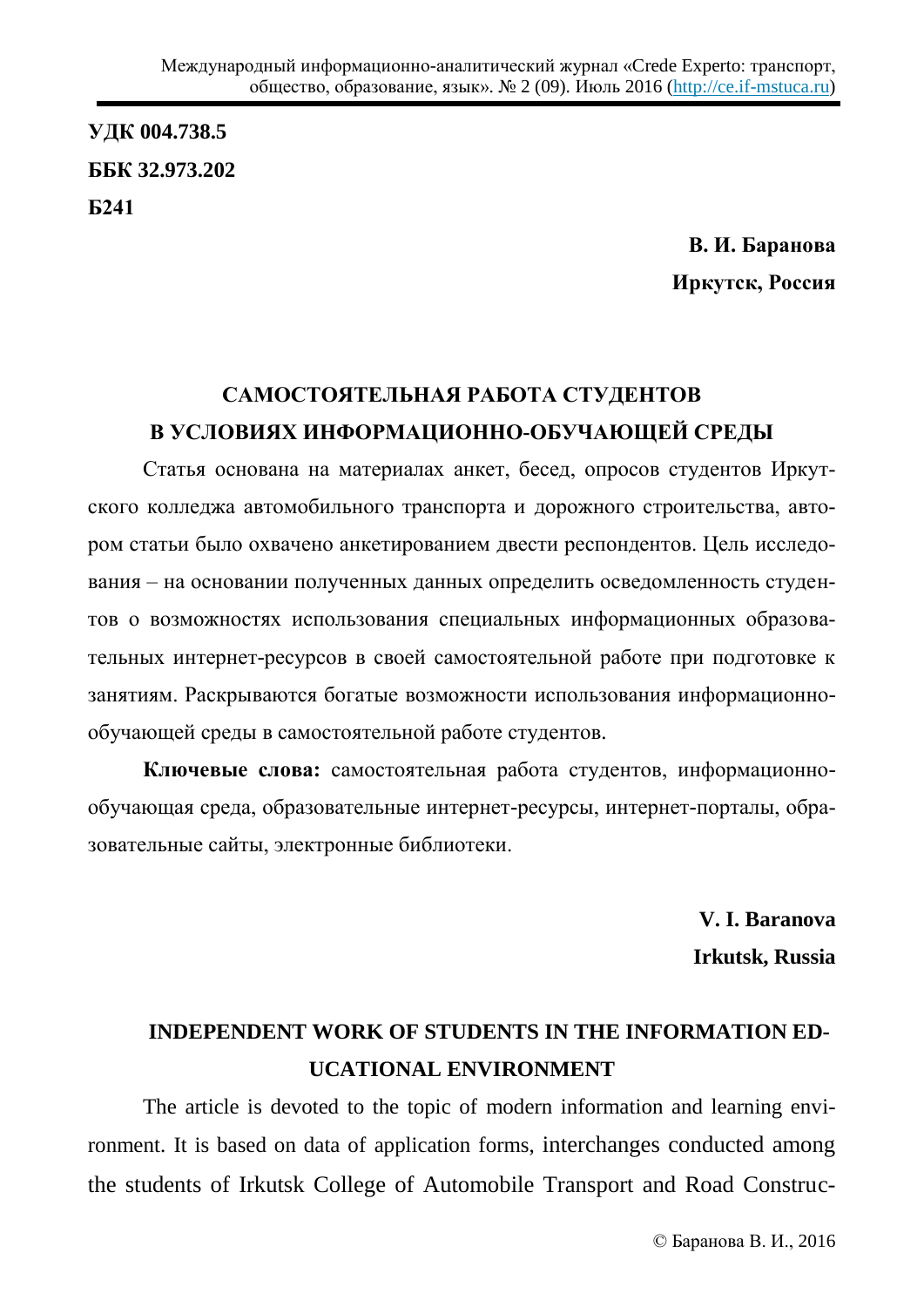**УДК 004.738.5**

**ББК 32.973.202**

**Б241**

**В. И. Баранова**

**Иркутск, Россия**

## САМОСТОЯТЕЛЬНАЯ РАБОТА СТУДЕНТОВ В УСЛОВИЯХ ИНФОРМАЦИОННО-ОБУЧАЮЩЕЙ СРЕДЫ

Статья основана на материалах анкет, бесед, опросов студентов Иркутского колледжа автомобильного транспорта и дорожного строительства, автором статьи было охвачено анкетированием двести респондентов. Цель исследования – на основании полученных данных определить осведомленность студентов о возможностях использования специальных информационных образовательных интернет-ресурсов в своей самостоятельной работе при подготовке к занятиям. Раскрываются богатые возможности использования информационно-обучающей среды в самостоятельной работе студентов.

**Ключевые слова:** самостоятельная работа студентов, информационно-обучающая среда, образовательные интернет-ресурсы, интернет-порталы, образовательные сайты, электронные библиотеки.

**V. I. Baranova**

**Irkutsk, Russia**

## INDEPENDENT WORK OF STUDENTS IN THE INFORMATION EDUCATIONAL ENVIRONMENT

The article is devoted to the topic of modern information and learning environment. It is based on data of application forms, interchanges conducted among the students of Irkutsk College of Automobile Transport and Road Construc-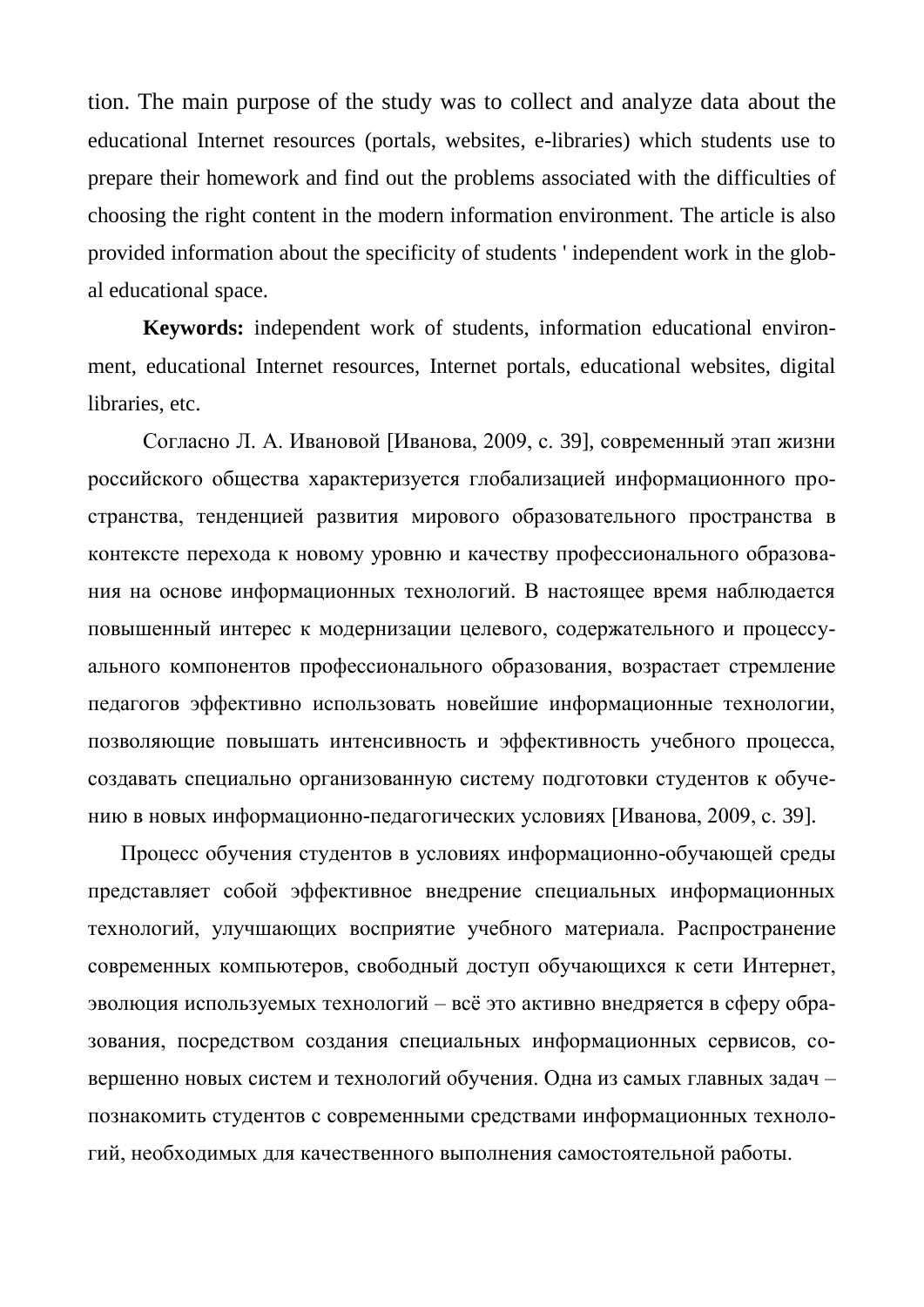tion. The main purpose of the study was to collect and analyze data about the educational Internet resources (portals, websites, e-libraries) which students use to prepare their homework and find out the problems associated with the difficulties of choosing the right content in the modern information environment. The article is also provided information about the specificity of students ' independent work in the global educational space.

**Keywords:** independent work of students, information educational environment, educational Internet resources, Internet portals, educational websites, digital libraries, etc.

Согласно Л. А. Ивановой [Иванова, 2009, с. 39], современный этап жизни российского общества характеризуется глобализацией информационного пространства, тенденцией развития мирового образовательного пространства в контексте перехода к новому уровню и качеству профессионального образования на основе информационных технологий. В настоящее время наблюдается повышенный интерес к модернизации целевого, содержательного и процессуального компонентов профессионального образования, возрастает стремление педагогов эффективно использовать новейшие информационные технологии, позволяющие повышать интенсивность и эффективность учебного процесса, создавать специально организованную систему подготовки студентов к обучению в новых информационно-педагогических условиях [Иванова, 2009, с. 39].

Процесс обучения студентов в условиях информационно-обучающей среды представляет собой эффективное внедрение специальных информационных технологий, улучшающих восприятие учебного материала. Распространение современных компьютеров, свободный доступ обучающихся к сети Интернет, эволюция используемых технологий – всё это активно внедряется в сферу образования, посредством создания специальных информационных сервисов, совершенно новых систем и технологий обучения. Одна из самых главных задач – познакомить студентов с современными средствами информационных технологий, необходимых для качественного выполнения самостоятельной работы.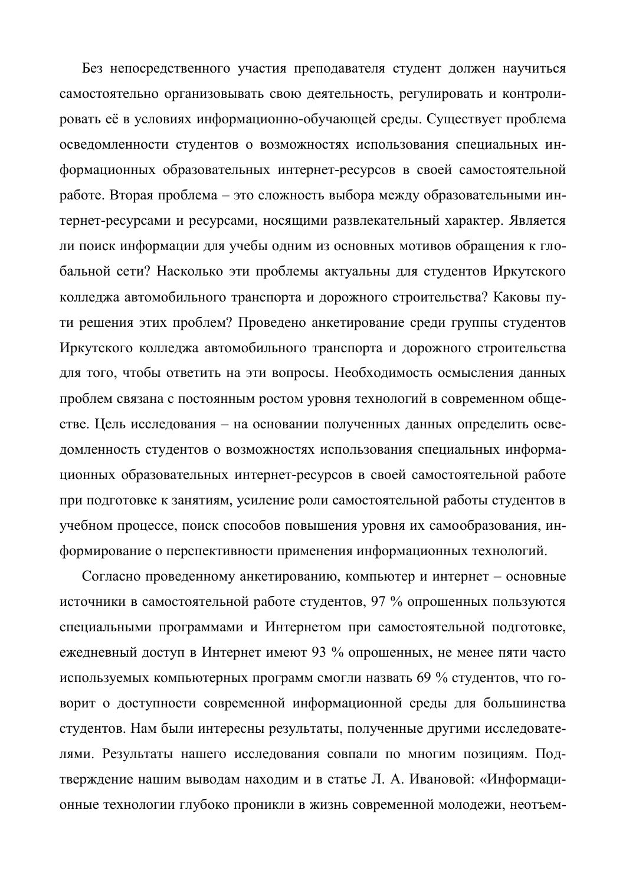Без непосредственного участия преподавателя студент должен научиться самостоятельно организовывать свою деятельность, регулировать и контролировать её в условиях информационно-обучающей среды. Существует проблема осведомленности студентов о возможностях использования специальных информационных образовательных интернет-ресурсов в своей самостоятельной работе. Вторая проблема – это сложность выбора между образовательными интернет-ресурсами и ресурсами, носящими развлекательный характер. Является ли поиск информации для учебы одним из основных мотивов обращения к глобальной сети? Насколько эти проблемы актуальны для студентов Иркутского колледжа автомобильного транспорта и дорожного строительства? Каковы пути решения этих проблем? Проведено анкетирование среди группы студентов Иркутского колледжа автомобильного транспорта и дорожного строительства для того, чтобы ответить на эти вопросы. Необходимость осмысления данных проблем связана с постоянным ростом уровня технологий в современном обществе. Цель исследования – на основании полученных данных определить осведомленность студентов о возможностях использования специальных информационных образовательных интернет-ресурсов в своей самостоятельной работе при подготовке к занятиям, усиление роли самостоятельной работы студентов в учебном процессе, поиск способов повышения уровня их самообразования, информирование о перспективности применения информационных технологий.

Согласно проведенному анкетированию, компьютер и интернет – основные источники в самостоятельной работе студентов, 97 % опрошенных пользуются специальными программами и Интернетом при самостоятельной подготовке, ежедневный доступ в Интернет имеют 93 % опрошенных, не менее пяти часто используемых компьютерных программ смогли назвать 69 % студентов, что говорит о доступности современной информационной среды для большинства студентов. Нам были интересны результаты, полученные другими исследователями. Результаты нашего исследования совпали по многим позициям. Подтверждение нашим выводам находим и в статье Л. А. Ивановой: «Информационные технологии глубоко проникли в жизнь современной молодежи, неотъем-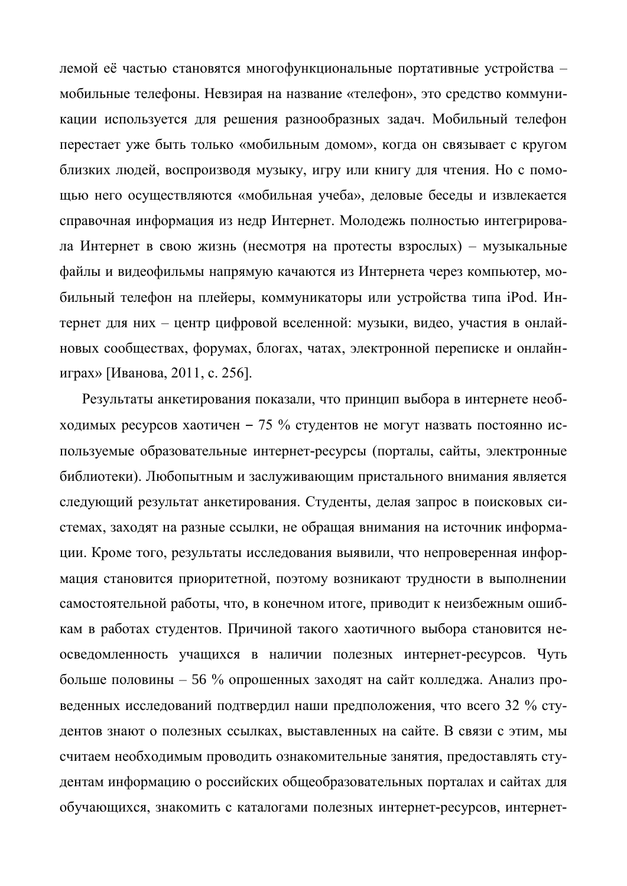лемой её частью становятся многофункциональные портативные устройства – мобильные телефоны. Невзирая на название «телефон», это средство коммуникации используется для решения разнообразных задач. Мобильный телефон перестает уже быть только «мобильным домом», когда он связывает с кругом близких людей, воспроизводя музыку, игру или книгу для чтения. Но с помощью него осуществляются «мобильная учеба», деловые беседы и извлекается справочная информация из недр Интернет. Молодежь полностью интегрировала Интернет в свою жизнь (несмотря на протесты взрослых) – музыкальные файлы и видеофильмы напрямую качаются из Интернета через компьютер, мобильный телефон на плейеры, коммуникаторы или устройства типа iPod. Интернет для них – центр цифровой вселенной: музыки, видео, участия в онлайновых сообществах, форумах, блогах, чатах, электронной переписке и онлайн-играх» [Иванова, 2011, с. 256].

Результаты анкетирования показали, что принцип выбора в интернете необходимых ресурсов хаотичен – 75 % студентов не могут назвать постоянно используемые образовательные интернет-ресурсы (порталы, сайты, электронные библиотеки). Любопытным и заслуживающим пристального внимания является следующий результат анкетирования. Студенты, делая запрос в поисковых системах, заходят на разные ссылки, не обращая внимания на источник информации. Кроме того, результаты исследования выявили, что непроверенная информация становится приоритетной, поэтому возникают трудности в выполнении самостоятельной работы, что, в конечном итоге, приводит к неизбежным ошибкам в работах студентов. Причиной такого хаотичного выбора становится неосведомленность учащихся в наличии полезных интернет-ресурсов. Чуть больше половины – 56 % опрошенных заходят на сайт колледжа. Анализ проведенных исследований подтвердил наши предположения, что всего 32 % студентов знают о полезных ссылках, выставленных на сайте. В связи с этим, мы считаем необходимым проводить ознакомительные занятия, предоставлять студентам информацию о российских общеобразовательных порталах и сайтах для обучающихся, знакомить с каталогами полезных интернет-ресурсов, интернет-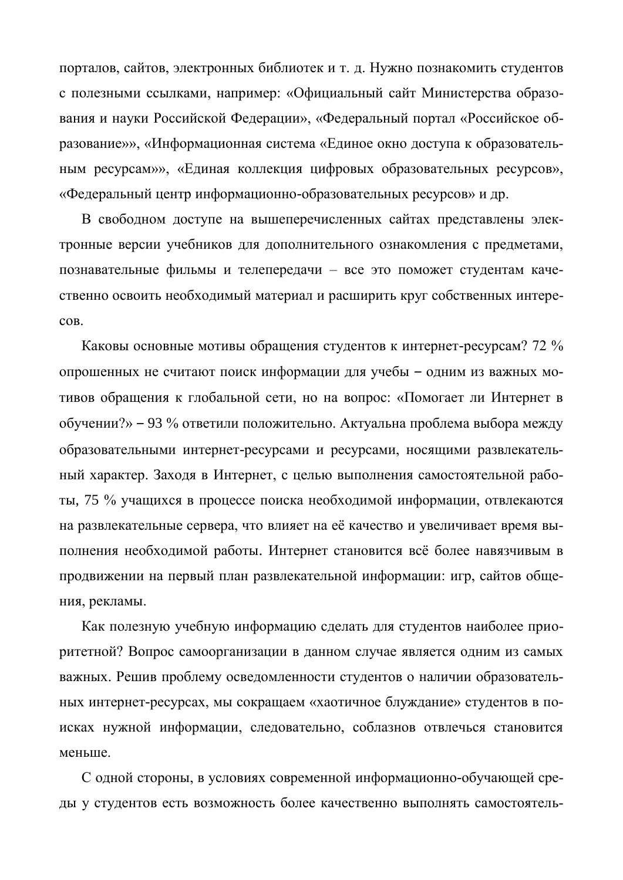порталов, сайтов, электронных библиотек и т. д. Нужно познакомить студентов с полезными ссылками, например: «Официальный сайт Министерства образования и науки Российской Федерации», «Федеральный портал «Российское образование»», «Информационная система «Единое окно доступа к образовательным ресурсам»», «Единая коллекция цифровых образовательных ресурсов», «Федеральный центр информационно-образовательных ресурсов» и др.

В свободном доступе на вышеперечисленных сайтах представлены электронные версии учебников для дополнительного ознакомления с предметами, познавательные фильмы и телепередачи – все это поможет студентам качественно освоить необходимый материал и расширить круг собственных интересов.

Каковы основные мотивы обращения студентов к интернет-ресурсам? 72 % опрошенных не считают поиск информации для учебы – одним из важных мотивов обращения к глобальной сети, но на вопрос: «Помогает ли Интернет в обучении?» – 93 % ответили положительно. Актуальна проблема выбора между образовательными интернет-ресурсами и ресурсами, носящими развлекательный характер. Заходя в Интернет, с целью выполнения самостоятельной работы, 75 % учащихся в процессе поиска необходимой информации, отвлекаются на развлекательные сервера, что влияет на её качество и увеличивает время выполнения необходимой работы. Интернет становится всё более навязчивым в продвижении на первый план развлекательной информации: игр, сайтов общения, рекламы.

Как полезную учебную информацию сделать для студентов наиболее приоритетной? Вопрос самоорганизации в данном случае является одним из самых важных. Решив проблему осведомленности студентов о наличии образовательных интернет-ресурсах, мы сокращаем «хаотичное блуждание» студентов в поисках нужной информации, следовательно, соблазнов отвлечься становится меньше.

С одной стороны, в условиях современной информационно-обучающей среды у студентов есть возможность более качественно выполнять самостоятель-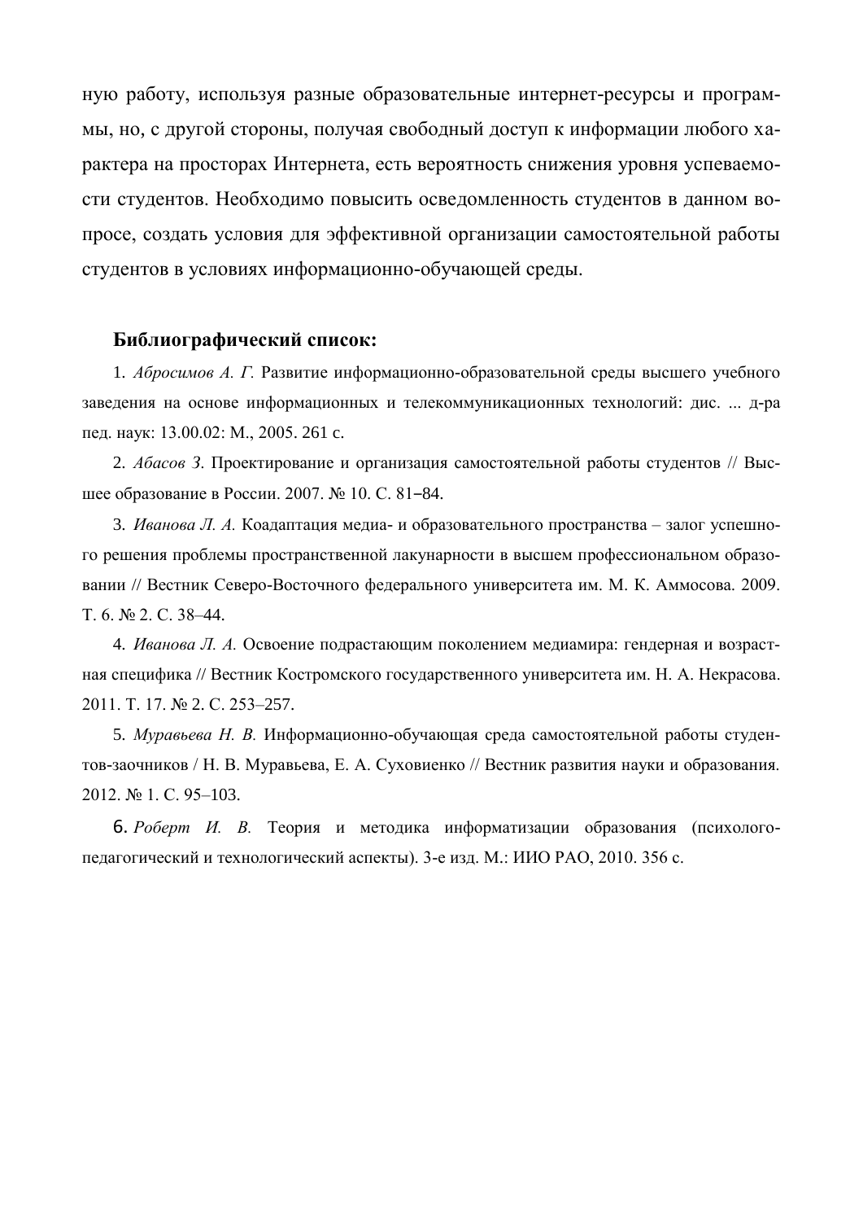ную работу, используя разные образовательные интернет-ресурсы и программы, но, с другой стороны, получая свободный доступ к информации любого характера на просторах Интернета, есть вероятность снижения уровня успеваемости студентов. Необходимо повысить осведомленность студентов в данном вопросе, создать условия для эффективной организации самостоятельной работы студентов в условиях информационно-обучающей среды.

**Библиографический список:**

1. *Абросимов А. Г.* Развитие информационно-образовательной среды высшего учебного заведения на основе информационных и телекоммуникационных технологий: дис. ... д-ра пед. наук: 13.00.02: М., 2005. 261 с.

2. *Абасов З.* Проектирование и организация самостоятельной работы студентов // Высшее образование в России. 2007. № 10. С. 81–84.

3. *Иванова Л. А.* Коадаптация медиа- и образовательного пространства – залог успешного решения проблемы пространственной лакунарности в высшем профессиональном образовании // Вестник Северо-Восточного федерального университета им. М. К. Аммосова. 2009. Т. 6. № 2. С. 38–44.

4. *Иванова Л. А.* Освоение подрастающим поколением медиамира: гендерная и возрастная специфика // Вестник Костромского государственного университета им. Н. А. Некрасова. 2011. Т. 17. № 2. С. 253–257.

5. *Муравьева Н. В.* Информационно-обучающая среда самостоятельной работы студентов-заочников / Н. В. Муравьева, Е. А. Суховиенко // Вестник развития науки и образования. 2012. № 1. С. 95–103.

6. *Роберт И. В.* Теория и методика информатизации образования (психолого-педагогический и технологический аспекты). 3-е изд. М.: ИИО РАО, 2010. 356 с.